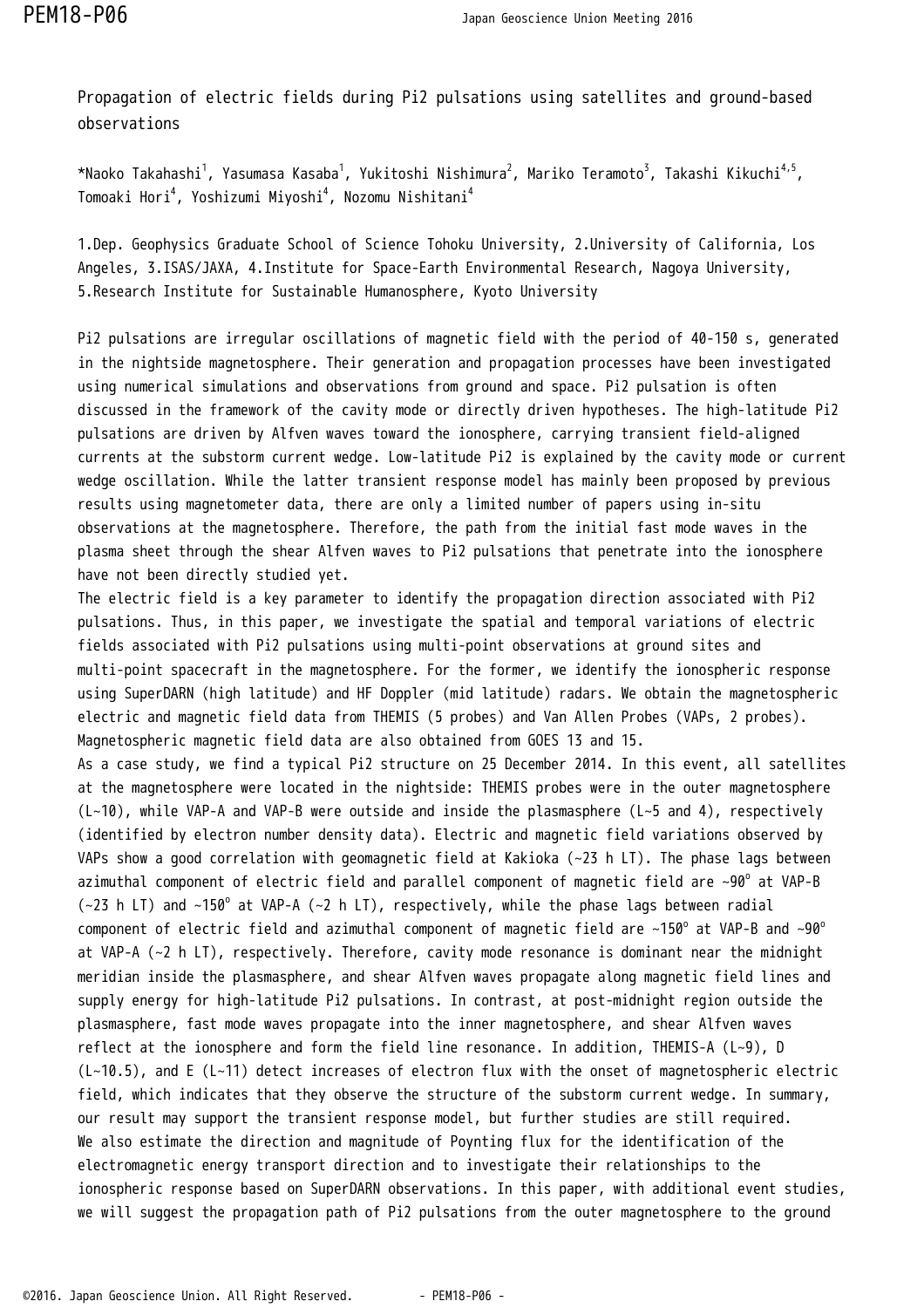# Propagation of electric fields during Pi2 pulsations using satellites and ground-based observations

*Naoko Takahashi[1], Yasumasa Kasaba[1], Yukitoshi Nishimura[2], Mariko Teramoto[3], Takashi Kikuchi[4,5], Tomoaki Hori[4], Yoshizumi Miyoshi[4], Nozomu Nishitani[4]

1.Dep. Geophysics Graduate School of Science Tohoku University, 2.University of California, Los Angeles, 3.ISAS/JAXA, 4.Institute for Space-Earth Environmental Research, Nagoya University, 5.Research Institute for Sustainable Humanosphere, Kyoto University

Pi2 pulsations are irregular oscillations of magnetic field with the period of 40-150 s, generated in the nightside magnetosphere. Their generation and propagation processes have been investigated using numerical simulations and observations from ground and space. Pi2 pulsation is often discussed in the framework of the cavity mode or directly driven hypotheses. The high-latitude Pi2 pulsations are driven by Alfven waves toward the ionosphere, carrying transient field-aligned currents at the substorm current wedge. Low-latitude Pi2 is explained by the cavity mode or current wedge oscillation. While the latter transient response model has mainly been proposed by previous results using magnetometer data, there are only a limited number of papers using in-situ observations at the magnetosphere. Therefore, the path from the initial fast mode waves in the plasma sheet through the shear Alfven waves to Pi2 pulsations that penetrate into the ionosphere have not been directly studied yet.

The electric field is a key parameter to identify the propagation direction associated with Pi2 pulsations. Thus, in this paper, we investigate the spatial and temporal variations of electric fields associated with Pi2 pulsations using multi-point observations at ground sites and multi-point spacecraft in the magnetosphere. For the former, we identify the ionospheric response using SuperDARN (high latitude) and HF Doppler (mid latitude) radars. We obtain the magnetospheric electric and magnetic field data from THEMIS (5 probes) and Van Allen Probes (VAPs, 2 probes). Magnetospheric magnetic field data are also obtained from GOES 13 and 15.

As a case study, we find a typical Pi2 structure on 25 December 2014. In this event, all satellites at the magnetosphere were located in the nightside: THEMIS probes were in the outer magnetosphere (L~10), while VAP-A and VAP-B were outside and inside the plasmasphere (L~5 and 4), respectively (identified by electron number density data). Electric and magnetic field variations observed by VAPs show a good correlation with geomagnetic field at Kakioka (~23 h LT). The phase lags between azimuthal component of electric field and parallel component of magnetic field are ~90$^{\circ}$ at VAP-B (~23 h LT) and ~150$^{\circ}$ at VAP-A (~2 h LT), respectively, while the phase lags between radial component of electric field and azimuthal component of magnetic field are ~150$^{\circ}$ at VAP-B and ~90$^{\circ}$ at VAP-A (~2 h LT), respectively. Therefore, cavity mode resonance is dominant near the midnight meridian inside the plasmasphere, and shear Alfven waves propagate along magnetic field lines and supply energy for high-latitude Pi2 pulsations. In contrast, at post-midnight region outside the plasmasphere, fast mode waves propagate into the inner magnetosphere, and shear Alfven waves reflect at the ionosphere and form the field line resonance. In addition, THEMIS-A (L~9), D (L~10.5), and E (L~11) detect increases of electron flux with the onset of magnetospheric electric field, which indicates that they observe the structure of the substorm current wedge. In summary, our result may support the transient response model, but further studies are still required.

We also estimate the direction and magnitude of Poynting flux for the identification of the electromagnetic energy transport direction and to investigate their relationships to the ionospheric response based on SuperDARN observations. In this paper, with additional event studies, we will suggest the propagation path of Pi2 pulsations from the outer magnetosphere to the ground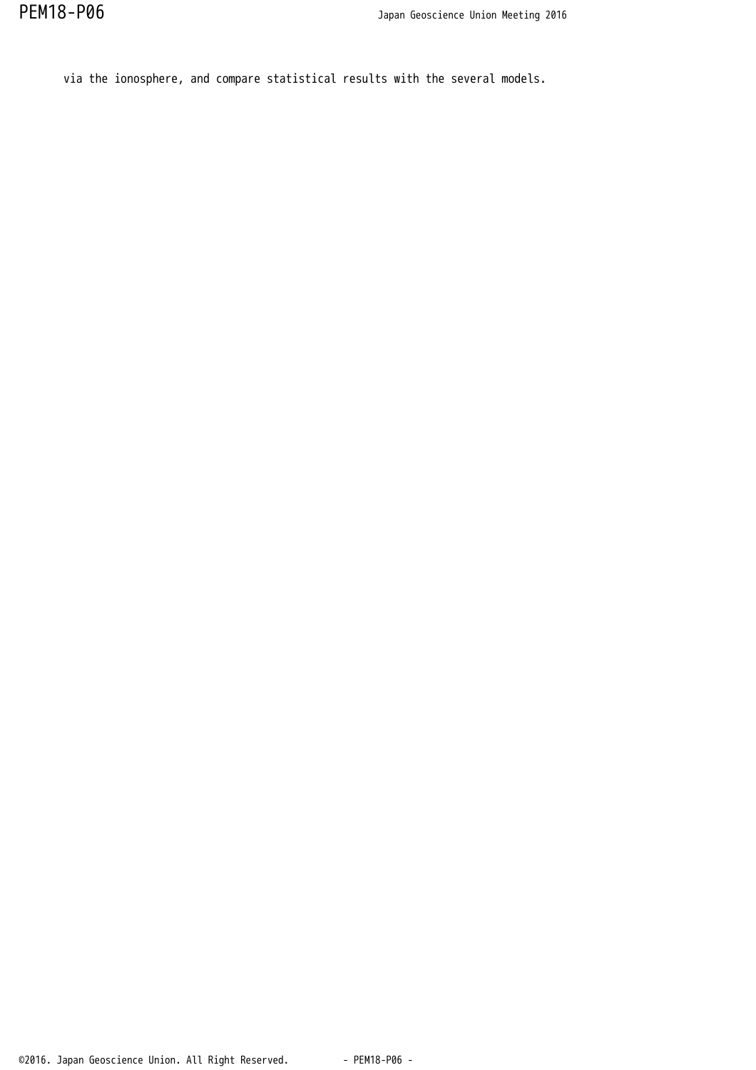via the ionosphere, and compare statistical results with the several models.